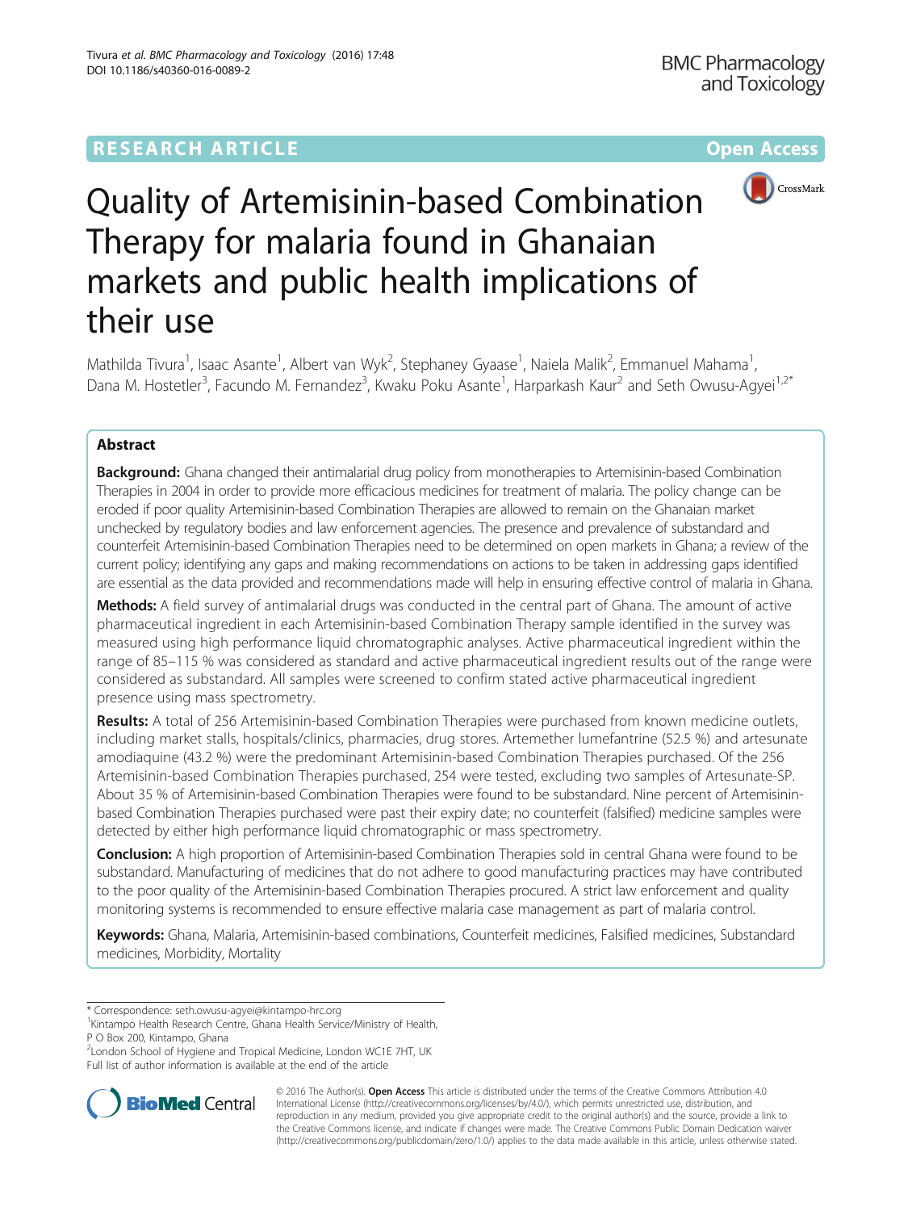RESEARCH ARTICLE

Open Access

# Quality of Artemisinin-based Combination Therapy for malaria found in Ghanaian markets and public health implications of their use

Mathilda Tivura[1], Isaac Asante[1], Albert van Wyk[2], Stephaney Gyaase[1], Naiela Malik[2], Emmanuel Mahama[1], Dana M. Hostetler[3], Facundo M. Fernandez[3], Kwaku Poku Asante[1], Harparkash Kaur[2] and Seth Owusu-Agyei[1,2*]

## Abstract

**Background:** Ghana changed their antimalarial drug policy from monotherapies to Artemisinin-based Combination Therapies in 2004 in order to provide more efficacious medicines for treatment of malaria. The policy change can be eroded if poor quality Artemisinin-based Combination Therapies are allowed to remain on the Ghanaian market unchecked by regulatory bodies and law enforcement agencies. The presence and prevalence of substandard and counterfeit Artemisinin-based Combination Therapies need to be determined on open markets in Ghana; a review of the current policy; identifying any gaps and making recommendations on actions to be taken in addressing gaps identified are essential as the data provided and recommendations made will help in ensuring effective control of malaria in Ghana.

**Methods:** A field survey of antimalarial drugs was conducted in the central part of Ghana. The amount of active pharmaceutical ingredient in each Artemisinin-based Combination Therapy sample identified in the survey was measured using high performance liquid chromatographic analyses. Active pharmaceutical ingredient within the range of 85–115 % was considered as standard and active pharmaceutical ingredient results out of the range were considered as substandard. All samples were screened to confirm stated active pharmaceutical ingredient presence using mass spectrometry.

**Results:** A total of 256 Artemisinin-based Combination Therapies were purchased from known medicine outlets, including market stalls, hospitals/clinics, pharmacies, drug stores. Artemether lumefantrine (52.5 %) and artesunate amodiaquine (43.2 %) were the predominant Artemisinin-based Combination Therapies purchased. Of the 256 Artemisinin-based Combination Therapies purchased, 254 were tested, excluding two samples of Artesunate-SP. About 35 % of Artemisinin-based Combination Therapies were found to be substandard. Nine percent of Artemisinin-based Combination Therapies purchased were past their expiry date; no counterfeit (falsified) medicine samples were detected by either high performance liquid chromatographic or mass spectrometry.

**Conclusion:** A high proportion of Artemisinin-based Combination Therapies sold in central Ghana were found to be substandard. Manufacturing of medicines that do not adhere to good manufacturing practices may have contributed to the poor quality of the Artemisinin-based Combination Therapies procured. A strict law enforcement and quality monitoring systems is recommended to ensure effective malaria case management as part of malaria control.

**Keywords:** Ghana, Malaria, Artemisinin-based combinations, Counterfeit medicines, Falsified medicines, Substandard medicines, Morbidity, Mortality

\* Correspondence: seth.owusu-agyei@kintampo-hrc.org
[1]Kintampo Health Research Centre, Ghana Health Service/Ministry of Health, P O Box 200, Kintampo, Ghana
[2]London School of Hygiene and Tropical Medicine, London WC1E 7HT, UK
Full list of author information is available at the end of the article

© 2016 The Author(s). **Open Access** This article is distributed under the terms of the Creative Commons Attribution 4.0 International License (http://creativecommons.org/licenses/by/4.0/), which permits unrestricted use, distribution, and reproduction in any medium, provided you give appropriate credit to the original author(s) and the source, provide a link to the Creative Commons license, and indicate if changes were made. The Creative Commons Public Domain Dedication waiver (http://creativecommons.org/publicdomain/zero/1.0/) applies to the data made available in this article, unless otherwise stated.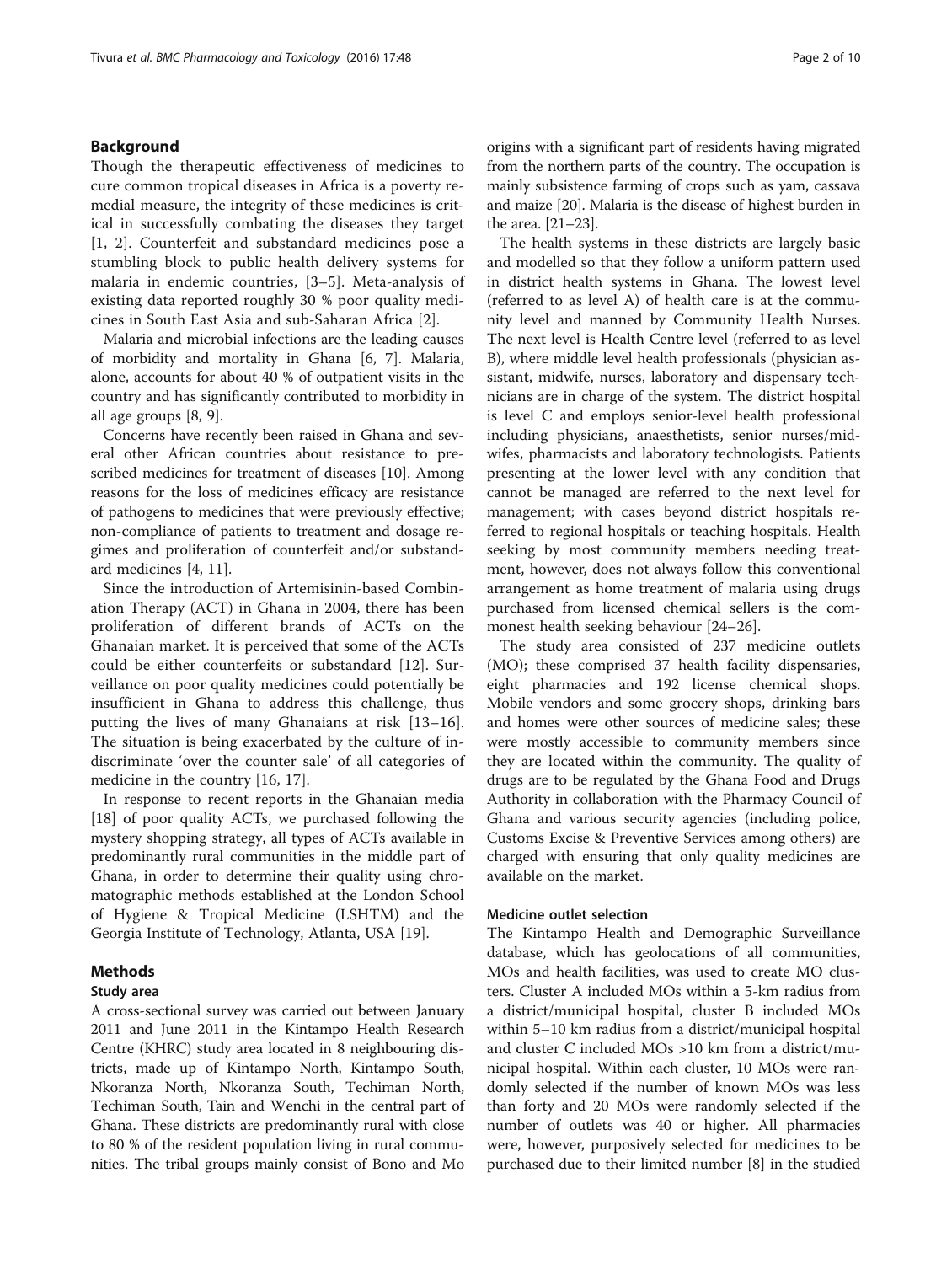## Background

Though the therapeutic effectiveness of medicines to cure common tropical diseases in Africa is a poverty remedial measure, the integrity of these medicines is critical in successfully combating the diseases they target [1, 2]. Counterfeit and substandard medicines pose a stumbling block to public health delivery systems for malaria in endemic countries, [3–5]. Meta-analysis of existing data reported roughly 30 % poor quality medicines in South East Asia and sub-Saharan Africa [2].

Malaria and microbial infections are the leading causes of morbidity and mortality in Ghana [6, 7]. Malaria, alone, accounts for about 40 % of outpatient visits in the country and has significantly contributed to morbidity in all age groups [8, 9].

Concerns have recently been raised in Ghana and several other African countries about resistance to prescribed medicines for treatment of diseases [10]. Among reasons for the loss of medicines efficacy are resistance of pathogens to medicines that were previously effective; non-compliance of patients to treatment and dosage regimes and proliferation of counterfeit and/or substandard medicines [4, 11].

Since the introduction of Artemisinin-based Combination Therapy (ACT) in Ghana in 2004, there has been proliferation of different brands of ACTs on the Ghanaian market. It is perceived that some of the ACTs could be either counterfeits or substandard [12]. Surveillance on poor quality medicines could potentially be insufficient in Ghana to address this challenge, thus putting the lives of many Ghanaians at risk [13–16]. The situation is being exacerbated by the culture of indiscriminate 'over the counter sale' of all categories of medicine in the country [16, 17].

In response to recent reports in the Ghanaian media [18] of poor quality ACTs, we purchased following the mystery shopping strategy, all types of ACTs available in predominantly rural communities in the middle part of Ghana, in order to determine their quality using chromatographic methods established at the London School of Hygiene & Tropical Medicine (LSHTM) and the Georgia Institute of Technology, Atlanta, USA [19].

## Methods

### Study area

A cross-sectional survey was carried out between January 2011 and June 2011 in the Kintampo Health Research Centre (KHRC) study area located in 8 neighbouring districts, made up of Kintampo North, Kintampo South, Nkoranza North, Nkoranza South, Techiman North, Techiman South, Tain and Wenchi in the central part of Ghana. These districts are predominantly rural with close to 80 % of the resident population living in rural communities. The tribal groups mainly consist of Bono and Mo origins with a significant part of residents having migrated from the northern parts of the country. The occupation is mainly subsistence farming of crops such as yam, cassava and maize [20]. Malaria is the disease of highest burden in the area. [21–23].

The health systems in these districts are largely basic and modelled so that they follow a uniform pattern used in district health systems in Ghana. The lowest level (referred to as level A) of health care is at the community level and manned by Community Health Nurses. The next level is Health Centre level (referred to as level B), where middle level health professionals (physician assistant, midwife, nurses, laboratory and dispensary technicians are in charge of the system. The district hospital is level C and employs senior-level health professional including physicians, anaesthetists, senior nurses/midwifes, pharmacists and laboratory technologists. Patients presenting at the lower level with any condition that cannot be managed are referred to the next level for management; with cases beyond district hospitals referred to regional hospitals or teaching hospitals. Health seeking by most community members needing treatment, however, does not always follow this conventional arrangement as home treatment of malaria using drugs purchased from licensed chemical sellers is the commonest health seeking behaviour [24–26].

The study area consisted of 237 medicine outlets (MO); these comprised 37 health facility dispensaries, eight pharmacies and 192 license chemical shops. Mobile vendors and some grocery shops, drinking bars and homes were other sources of medicine sales; these were mostly accessible to community members since they are located within the community. The quality of drugs are to be regulated by the Ghana Food and Drugs Authority in collaboration with the Pharmacy Council of Ghana and various security agencies (including police, Customs Excise & Preventive Services among others) are charged with ensuring that only quality medicines are available on the market.

### Medicine outlet selection

The Kintampo Health and Demographic Surveillance database, which has geolocations of all communities, MOs and health facilities, was used to create MO clusters. Cluster A included MOs within a 5-km radius from a district/municipal hospital, cluster B included MOs within 5–10 km radius from a district/municipal hospital and cluster C included MOs >10 km from a district/municipal hospital. Within each cluster, 10 MOs were randomly selected if the number of known MOs was less than forty and 20 MOs were randomly selected if the number of outlets was 40 or higher. All pharmacies were, however, purposively selected for medicines to be purchased due to their limited number [8] in the studied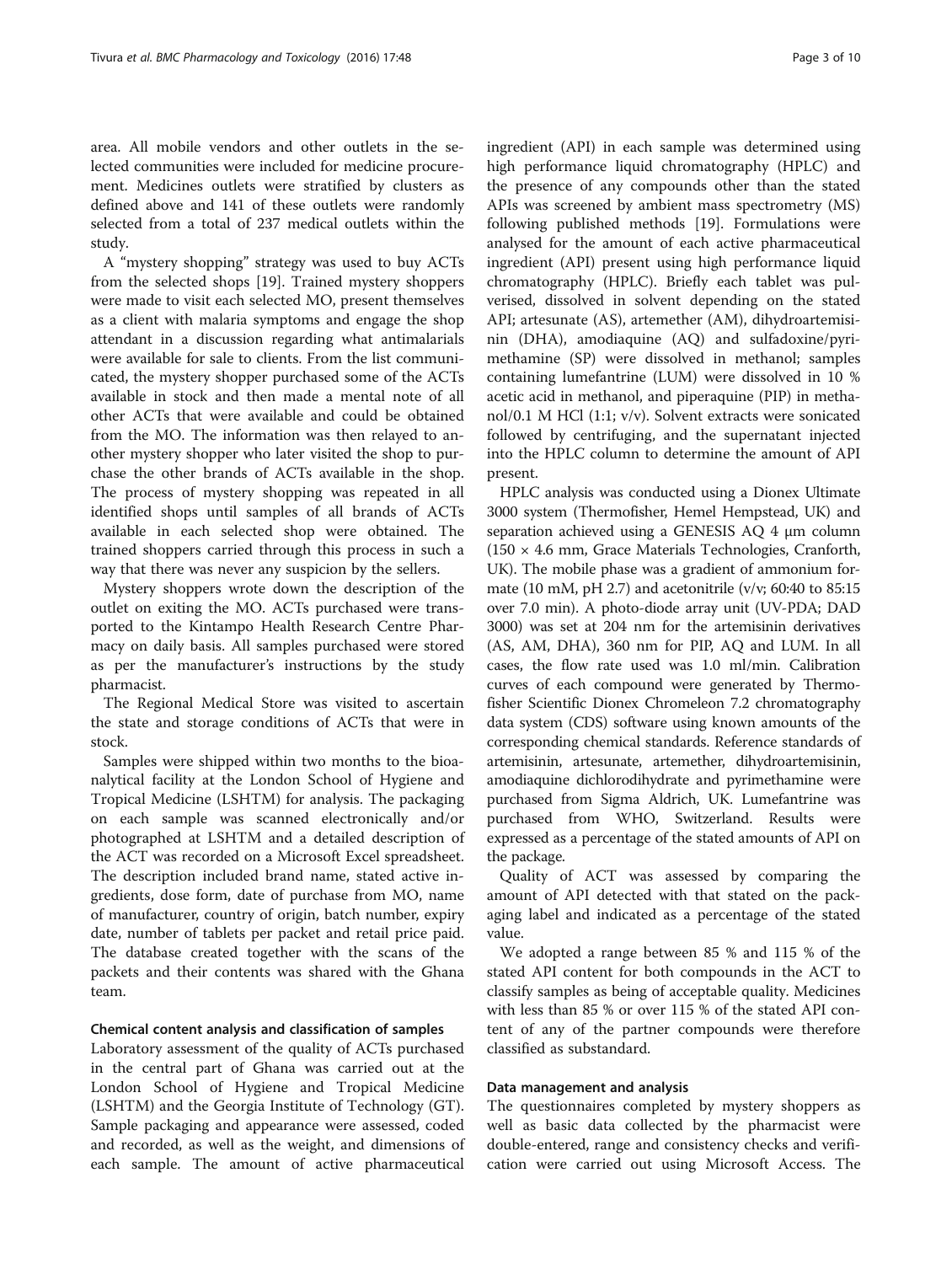area. All mobile vendors and other outlets in the selected communities were included for medicine procurement. Medicines outlets were stratified by clusters as defined above and 141 of these outlets were randomly selected from a total of 237 medical outlets within the study.

A "mystery shopping" strategy was used to buy ACTs from the selected shops [19]. Trained mystery shoppers were made to visit each selected MO, present themselves as a client with malaria symptoms and engage the shop attendant in a discussion regarding what antimalarials were available for sale to clients. From the list communicated, the mystery shopper purchased some of the ACTs available in stock and then made a mental note of all other ACTs that were available and could be obtained from the MO. The information was then relayed to another mystery shopper who later visited the shop to purchase the other brands of ACTs available in the shop. The process of mystery shopping was repeated in all identified shops until samples of all brands of ACTs available in each selected shop were obtained. The trained shoppers carried through this process in such a way that there was never any suspicion by the sellers.

Mystery shoppers wrote down the description of the outlet on exiting the MO. ACTs purchased were transported to the Kintampo Health Research Centre Pharmacy on daily basis. All samples purchased were stored as per the manufacturer's instructions by the study pharmacist.

The Regional Medical Store was visited to ascertain the state and storage conditions of ACTs that were in stock.

Samples were shipped within two months to the bioanalytical facility at the London School of Hygiene and Tropical Medicine (LSHTM) for analysis. The packaging on each sample was scanned electronically and/or photographed at LSHTM and a detailed description of the ACT was recorded on a Microsoft Excel spreadsheet. The description included brand name, stated active ingredients, dose form, date of purchase from MO, name of manufacturer, country of origin, batch number, expiry date, number of tablets per packet and retail price paid. The database created together with the scans of the packets and their contents was shared with the Ghana team.

### Chemical content analysis and classification of samples

Laboratory assessment of the quality of ACTs purchased in the central part of Ghana was carried out at the London School of Hygiene and Tropical Medicine (LSHTM) and the Georgia Institute of Technology (GT). Sample packaging and appearance were assessed, coded and recorded, as well as the weight, and dimensions of each sample. The amount of active pharmaceutical ingredient (API) in each sample was determined using high performance liquid chromatography (HPLC) and the presence of any compounds other than the stated APIs was screened by ambient mass spectrometry (MS) following published methods [19]. Formulations were analysed for the amount of each active pharmaceutical ingredient (API) present using high performance liquid chromatography (HPLC). Briefly each tablet was pulverised, dissolved in solvent depending on the stated API; artesunate (AS), artemether (AM), dihydroartemisinin (DHA), amodiaquine (AQ) and sulfadoxine/pyrimethamine (SP) were dissolved in methanol; samples containing lumefantrine (LUM) were dissolved in 10 % acetic acid in methanol, and piperaquine (PIP) in methanol/0.1 M HCl (1:1; v/v). Solvent extracts were sonicated followed by centrifuging, and the supernatant injected into the HPLC column to determine the amount of API present.

HPLC analysis was conducted using a Dionex Ultimate 3000 system (Thermofisher, Hemel Hempstead, UK) and separation achieved using a GENESIS AQ 4 μm column (150 × 4.6 mm, Grace Materials Technologies, Cranforth, UK). The mobile phase was a gradient of ammonium formate (10 mM, pH 2.7) and acetonitrile (v/v; 60:40 to 85:15 over 7.0 min). A photo-diode array unit (UV-PDA; DAD 3000) was set at 204 nm for the artemisinin derivatives (AS, AM, DHA), 360 nm for PIP, AQ and LUM. In all cases, the flow rate used was 1.0 ml/min. Calibration curves of each compound were generated by Thermofisher Scientific Dionex Chromeleon 7.2 chromatography data system (CDS) software using known amounts of the corresponding chemical standards. Reference standards of artemisinin, artesunate, artemether, dihydroartemisinin, amodiaquine dichlorodihydrate and pyrimethamine were purchased from Sigma Aldrich, UK. Lumefantrine was purchased from WHO, Switzerland. Results were expressed as a percentage of the stated amounts of API on the package.

Quality of ACT was assessed by comparing the amount of API detected with that stated on the packaging label and indicated as a percentage of the stated value.

We adopted a range between 85 % and 115 % of the stated API content for both compounds in the ACT to classify samples as being of acceptable quality. Medicines with less than 85 % or over 115 % of the stated API content of any of the partner compounds were therefore classified as substandard.

### Data management and analysis

The questionnaires completed by mystery shoppers as well as basic data collected by the pharmacist were double-entered, range and consistency checks and verification were carried out using Microsoft Access. The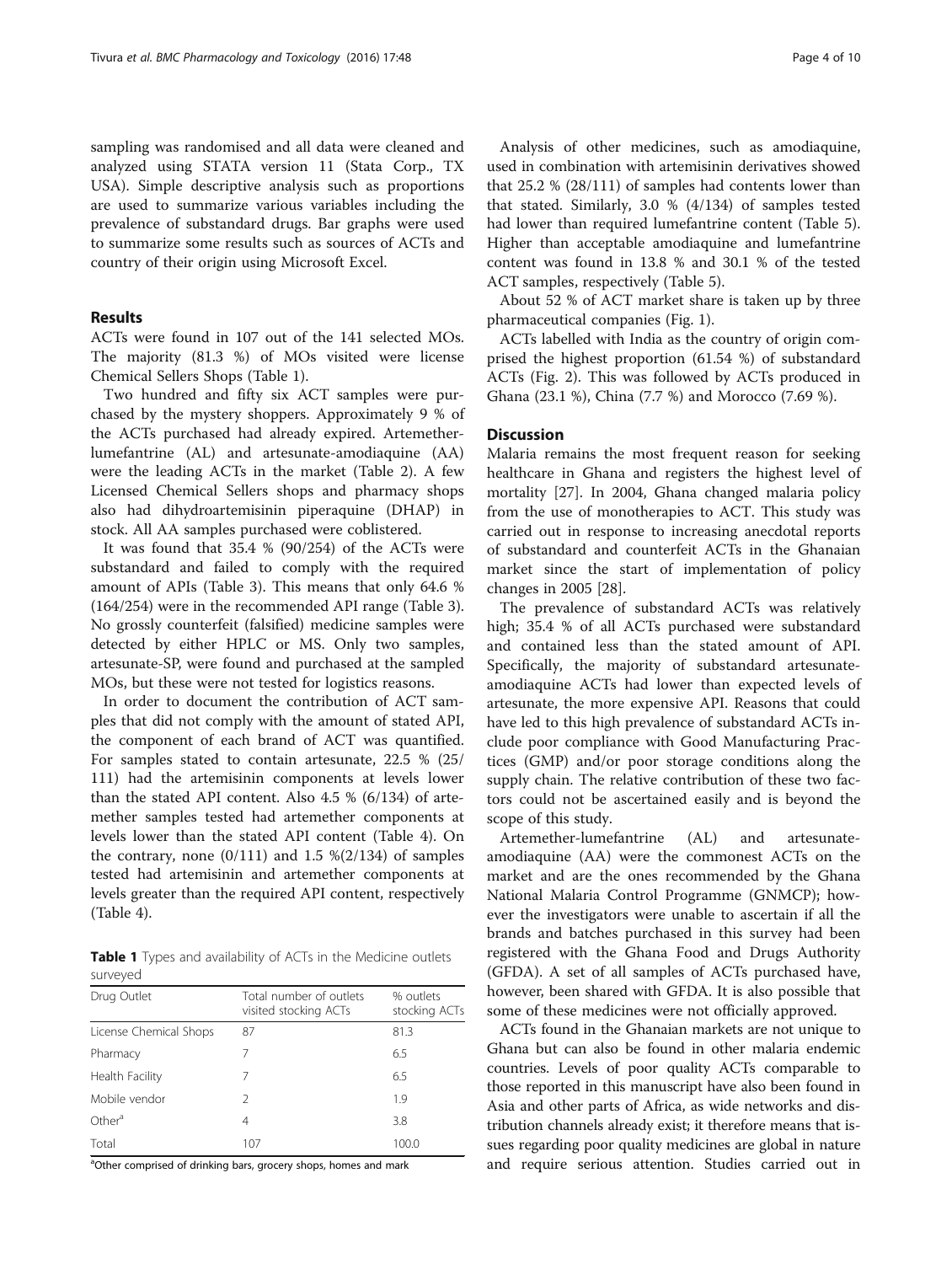sampling was randomised and all data were cleaned and analyzed using STATA version 11 (Stata Corp., TX USA). Simple descriptive analysis such as proportions are used to summarize various variables including the prevalence of substandard drugs. Bar graphs were used to summarize some results such as sources of ACTs and country of their origin using Microsoft Excel.

## Results

ACTs were found in 107 out of the 141 selected MOs. The majority (81.3 %) of MOs visited were license Chemical Sellers Shops (Table 1).

Two hundred and fifty six ACT samples were purchased by the mystery shoppers. Approximately 9 % of the ACTs purchased had already expired. Artemether-lumefantrine (AL) and artesunate-amodiaquine (AA) were the leading ACTs in the market (Table 2). A few Licensed Chemical Sellers shops and pharmacy shops also had dihydroartemisinin piperaquine (DHAP) in stock. All AA samples purchased were coblistered.

It was found that 35.4 % (90/254) of the ACTs were substandard and failed to comply with the required amount of APIs (Table 3). This means that only 64.6 % (164/254) were in the recommended API range (Table 3). No grossly counterfeit (falsified) medicine samples were detected by either HPLC or MS. Only two samples, artesunate-SP, were found and purchased at the sampled MOs, but these were not tested for logistics reasons.

In order to document the contribution of ACT samples that did not comply with the amount of stated API, the component of each brand of ACT was quantified. For samples stated to contain artesunate, 22.5 % (25/111) had the artemisinin components at levels lower than the stated API content. Also 4.5 % (6/134) of artemether samples tested had artemether components at levels lower than the stated API content (Table 4). On the contrary, none (0/111) and 1.5 %(2/134) of samples tested had artemisinin and artemether components at levels greater than the required API content, respectively (Table 4).

**Table 1** Types and availability of ACTs in the Medicine outlets surveyed

| Drug Outlet | Total number of outlets visited stocking ACTs | % outlets stocking ACTs |
|---|---|---|
| License Chemical Shops | 87 | 81.3 |
| Pharmacy | 7 | 6.5 |
| Health Facility | 7 | 6.5 |
| Mobile vendor | 2 | 1.9 |
| Other[a] | 4 | 3.8 |
| Total | 107 | 100.0 |

[a]Other comprised of drinking bars, grocery shops, homes and mark

Analysis of other medicines, such as amodiaquine, used in combination with artemisinin derivatives showed that 25.2 % (28/111) of samples had contents lower than that stated. Similarly, 3.0 % (4/134) of samples tested had lower than required lumefantrine content (Table 5). Higher than acceptable amodiaquine and lumefantrine content was found in 13.8 % and 30.1 % of the tested ACT samples, respectively (Table 5).

About 52 % of ACT market share is taken up by three pharmaceutical companies (Fig. 1).

ACTs labelled with India as the country of origin comprised the highest proportion (61.54 %) of substandard ACTs (Fig. 2). This was followed by ACTs produced in Ghana (23.1 %), China (7.7 %) and Morocco (7.69 %).

## Discussion

Malaria remains the most frequent reason for seeking healthcare in Ghana and registers the highest level of mortality [27]. In 2004, Ghana changed malaria policy from the use of monotherapies to ACT. This study was carried out in response to increasing anecdotal reports of substandard and counterfeit ACTs in the Ghanaian market since the start of implementation of policy changes in 2005 [28].

The prevalence of substandard ACTs was relatively high; 35.4 % of all ACTs purchased were substandard and contained less than the stated amount of API. Specifically, the majority of substandard artesunate-amodiaquine ACTs had lower than expected levels of artesunate, the more expensive API. Reasons that could have led to this high prevalence of substandard ACTs include poor compliance with Good Manufacturing Practices (GMP) and/or poor storage conditions along the supply chain. The relative contribution of these two factors could not be ascertained easily and is beyond the scope of this study.

Artemether-lumefantrine (AL) and artesunate-amodiaquine (AA) were the commonest ACTs on the market and are the ones recommended by the Ghana National Malaria Control Programme (GNMCP); however the investigators were unable to ascertain if all the brands and batches purchased in this survey had been registered with the Ghana Food and Drugs Authority (GFDA). A set of all samples of ACTs purchased have, however, been shared with GFDA. It is also possible that some of these medicines were not officially approved.

ACTs found in the Ghanaian markets are not unique to Ghana but can also be found in other malaria endemic countries. Levels of poor quality ACTs comparable to those reported in this manuscript have also been found in Asia and other parts of Africa, as wide networks and distribution channels already exist; it therefore means that issues regarding poor quality medicines are global in nature and require serious attention. Studies carried out in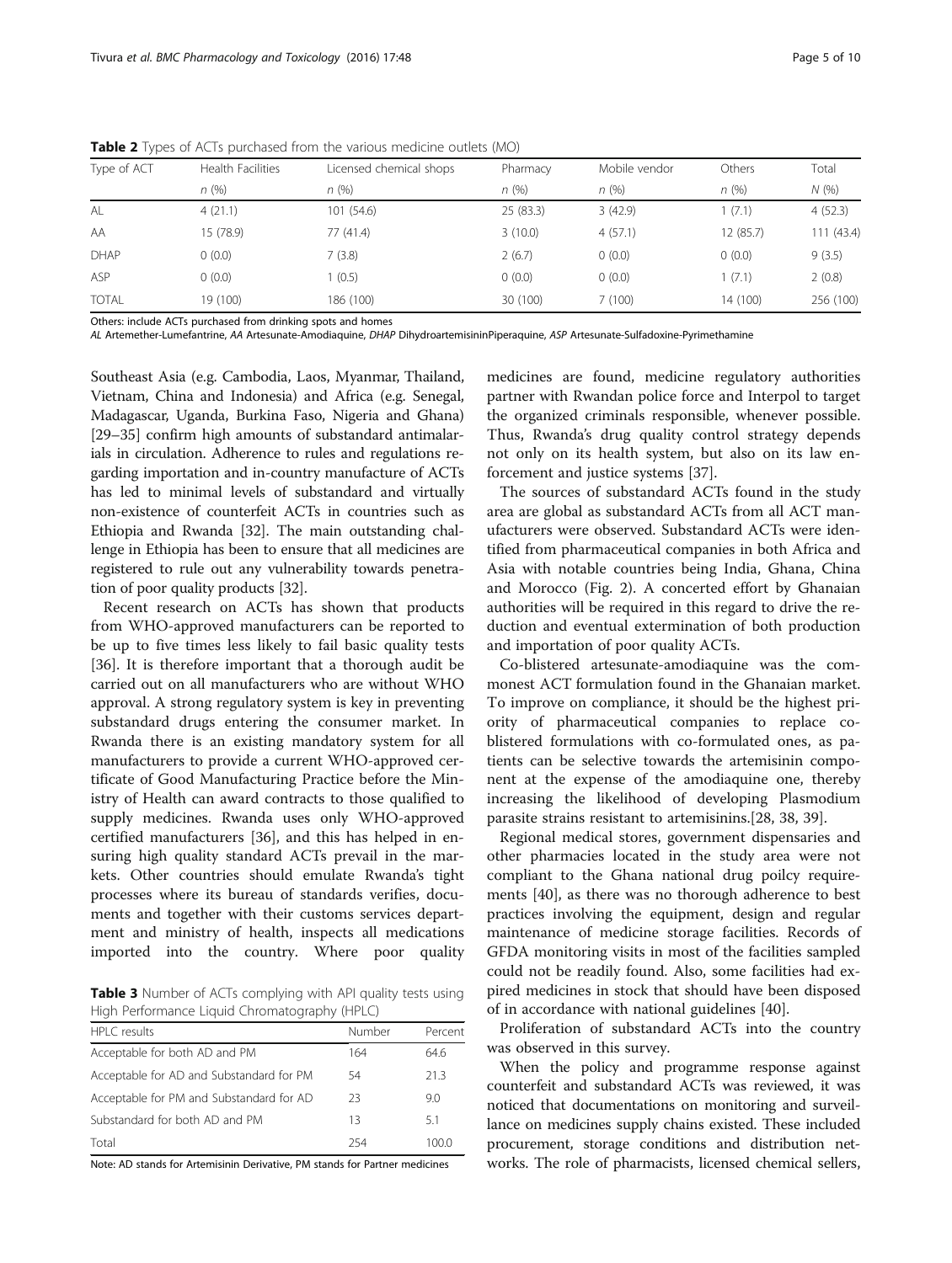**Table 2** Types of ACTs purchased from the various medicine outlets (MO)

| Type of ACT | Health Facilities | Licensed chemical shops | Pharmacy | Mobile vendor | Others | Total |
|---|---|---|---|---|---|---|
| | n (%) | n (%) | n (%) | n (%) | n (%) | N (%) |
| AL | 4 (21.1) | 101 (54.6) | 25 (83.3) | 3 (42.9) | 1 (7.1) | 4 (52.3) |
| AA | 15 (78.9) | 77 (41.4) | 3 (10.0) | 4 (57.1) | 12 (85.7) | 111 (43.4) |
| DHAP | 0 (0.0) | 7 (3.8) | 2 (6.7) | 0 (0.0) | 0 (0.0) | 9 (3.5) |
| ASP | 0 (0.0) | 1 (0.5) | 0 (0.0) | 0 (0.0) | 1 (7.1) | 2 (0.8) |
| TOTAL | 19 (100) | 186 (100) | 30 (100) | 7 (100) | 14 (100) | 256 (100) |

Others: include ACTs purchased from drinking spots and homes
*AL* Artemether-Lumefantrine, *AA* Artesunate-Amodiaquine, *DHAP* DihydroartemisininPiperaquine, *ASP* Artesunate-Sulfadoxine-Pyrimethamine

Southeast Asia (e.g. Cambodia, Laos, Myanmar, Thailand, Vietnam, China and Indonesia) and Africa (e.g. Senegal, Madagascar, Uganda, Burkina Faso, Nigeria and Ghana) [29–35] confirm high amounts of substandard antimalarials in circulation. Adherence to rules and regulations regarding importation and in-country manufacture of ACTs has led to minimal levels of substandard and virtually non-existence of counterfeit ACTs in countries such as Ethiopia and Rwanda [32]. The main outstanding challenge in Ethiopia has been to ensure that all medicines are registered to rule out any vulnerability towards penetration of poor quality products [32].

Recent research on ACTs has shown that products from WHO-approved manufacturers can be reported to be up to five times less likely to fail basic quality tests [36]. It is therefore important that a thorough audit be carried out on all manufacturers who are without WHO approval. A strong regulatory system is key in preventing substandard drugs entering the consumer market. In Rwanda there is an existing mandatory system for all manufacturers to provide a current WHO-approved certificate of Good Manufacturing Practice before the Ministry of Health can award contracts to those qualified to supply medicines. Rwanda uses only WHO-approved certified manufacturers [36], and this has helped in ensuring high quality standard ACTs prevail in the markets. Other countries should emulate Rwanda's tight processes where its bureau of standards verifies, documents and together with their customs services department and ministry of health, inspects all medications imported into the country. Where poor quality medicines are found, medicine regulatory authorities partner with Rwandan police force and Interpol to target the organized criminals responsible, whenever possible. Thus, Rwanda's drug quality control strategy depends not only on its health system, but also on its law enforcement and justice systems [37].

**Table 3** Number of ACTs complying with API quality tests using High Performance Liquid Chromatography (HPLC)

| HPLC results | Number | Percent |
|---|---|---|
| Acceptable for both AD and PM | 164 | 64.6 |
| Acceptable for AD and Substandard for PM | 54 | 21.3 |
| Acceptable for PM and Substandard for AD | 23 | 9.0 |
| Substandard for both AD and PM | 13 | 5.1 |
| Total | 254 | 100.0 |

Note: AD stands for Artemisinin Derivative, PM stands for Partner medicines

The sources of substandard ACTs found in the study area are global as substandard ACTs from all ACT manufacturers were observed. Substandard ACTs were identified from pharmaceutical companies in both Africa and Asia with notable countries being India, Ghana, China and Morocco (Fig. 2). A concerted effort by Ghanaian authorities will be required in this regard to drive the reduction and eventual extermination of both production and importation of poor quality ACTs.

Co-blistered artesunate-amodiaquine was the commonest ACT formulation found in the Ghanaian market. To improve on compliance, it should be the highest priority of pharmaceutical companies to replace co-blistered formulations with co-formulated ones, as patients can be selective towards the artemisinin component at the expense of the amodiaquine one, thereby increasing the likelihood of developing Plasmodium parasite strains resistant to artemisinins.[28, 38, 39].

Regional medical stores, government dispensaries and other pharmacies located in the study area were not compliant to the Ghana national drug poilcy requirements [40], as there was no thorough adherence to best practices involving the equipment, design and regular maintenance of medicine storage facilities. Records of GFDA monitoring visits in most of the facilities sampled could not be readily found. Also, some facilities had expired medicines in stock that should have been disposed of in accordance with national guidelines [40].

Proliferation of substandard ACTs into the country was observed in this survey.

When the policy and programme response against counterfeit and substandard ACTs was reviewed, it was noticed that documentations on monitoring and surveillance on medicines supply chains existed. These included procurement, storage conditions and distribution networks. The role of pharmacists, licensed chemical sellers,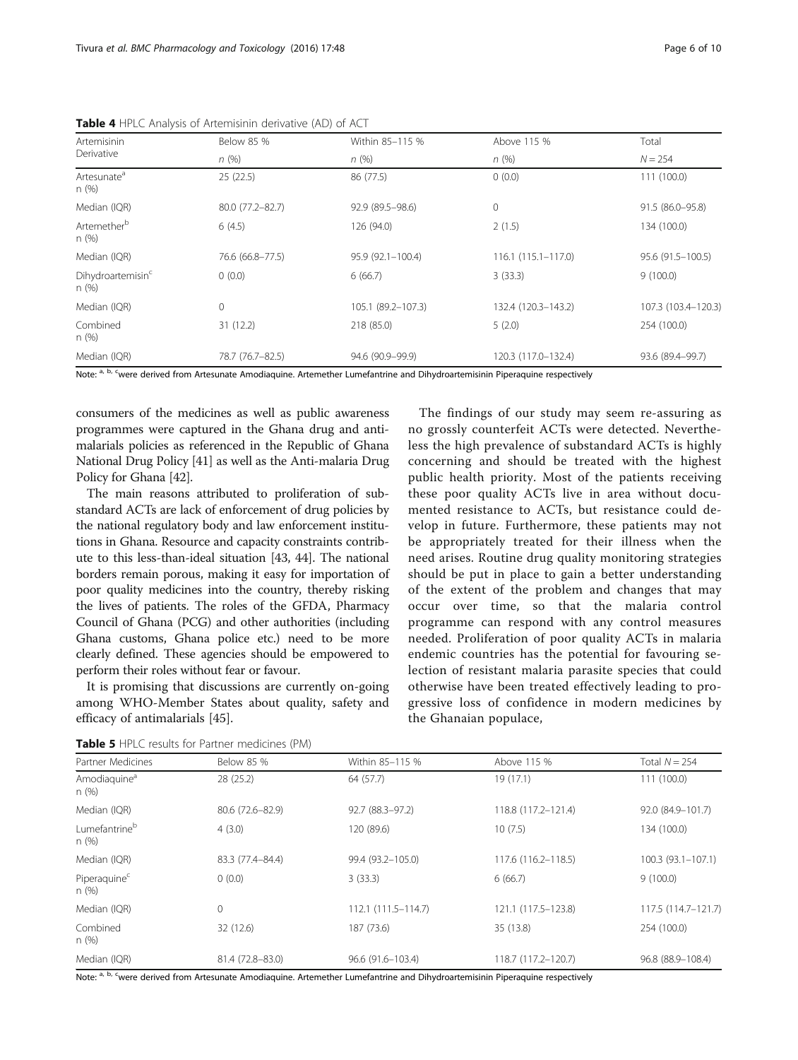**Table 4** HPLC Analysis of Artemisinin derivative (AD) of ACT

| Artemisinin Derivative | Below 85 % n (%) | Within 85–115 % n (%) | Above 115 % n (%) | Total N = 254 |
|---|---|---|---|---|
| Artesunate[a] n (%) | 25 (22.5) | 86 (77.5) | 0 (0.0) | 111 (100.0) |
| Median (IQR) | 80.0 (77.2–82.7) | 92.9 (89.5–98.6) | 0 | 91.5 (86.0–95.8) |
| Artemether[b] n (%) | 6 (4.5) | 126 (94.0) | 2 (1.5) | 134 (100.0) |
| Median (IQR) | 76.6 (66.8–77.5) | 95.9 (92.1–100.4) | 116.1 (115.1–117.0) | 95.6 (91.5–100.5) |
| Dihydroartemisin[c] n (%) | 0 (0.0) | 6 (66.7) | 3 (33.3) | 9 (100.0) |
| Median (IQR) | 0 | 105.1 (89.2–107.3) | 132.4 (120.3–143.2) | 107.3 (103.4–120.3) |
| Combined n (%) | 31 (12.2) | 218 (85.0) | 5 (2.0) | 254 (100.0) |
| Median (IQR) | 78.7 (76.7–82.5) | 94.6 (90.9–99.9) | 120.3 (117.0–132.4) | 93.6 (89.4–99.7) |

Note: [a, b, c]were derived from Artesunate Amodiaquine. Artemether Lumefantrine and Dihydroartemisinin Piperaquine respectively

consumers of the medicines as well as public awareness programmes were captured in the Ghana drug and antimalarials policies as referenced in the Republic of Ghana National Drug Policy [41] as well as the Anti-malaria Drug Policy for Ghana [42].

The main reasons attributed to proliferation of substandard ACTs are lack of enforcement of drug policies by the national regulatory body and law enforcement institutions in Ghana. Resource and capacity constraints contribute to this less-than-ideal situation [43, 44]. The national borders remain porous, making it easy for importation of poor quality medicines into the country, thereby risking the lives of patients. The roles of the GFDA, Pharmacy Council of Ghana (PCG) and other authorities (including Ghana customs, Ghana police etc.) need to be more clearly defined. These agencies should be empowered to perform their roles without fear or favour.

It is promising that discussions are currently on-going among WHO-Member States about quality, safety and efficacy of antimalarials [45].

The findings of our study may seem re-assuring as no grossly counterfeit ACTs were detected. Nevertheless the high prevalence of substandard ACTs is highly concerning and should be treated with the highest public health priority. Most of the patients receiving these poor quality ACTs live in area without documented resistance to ACTs, but resistance could develop in future. Furthermore, these patients may not be appropriately treated for their illness when the need arises. Routine drug quality monitoring strategies should be put in place to gain a better understanding of the extent of the problem and changes that may occur over time, so that the malaria control programme can respond with any control measures needed. Proliferation of poor quality ACTs in malaria endemic countries has the potential for favouring selection of resistant malaria parasite species that could otherwise have been treated effectively leading to progressive loss of confidence in modern medicines by the Ghanaian populace,

**Table 5** HPLC results for Partner medicines (PM)

| Partner Medicines | Below 85 % | Within 85–115 % | Above 115 % | Total N = 254 |
|---|---|---|---|---|
| Amodiaquine[a] n (%) | 28 (25.2) | 64 (57.7) | 19 (17.1) | 111 (100.0) |
| Median (IQR) | 80.6 (72.6–82.9) | 92.7 (88.3–97.2) | 118.8 (117.2–121.4) | 92.0 (84.9–101.7) |
| Lumefantrine[b] n (%) | 4 (3.0) | 120 (89.6) | 10 (7.5) | 134 (100.0) |
| Median (IQR) | 83.3 (77.4–84.4) | 99.4 (93.2–105.0) | 117.6 (116.2–118.5) | 100.3 (93.1–107.1) |
| Piperaquine[c] n (%) | 0 (0.0) | 3 (33.3) | 6 (66.7) | 9 (100.0) |
| Median (IQR) | 0 | 112.1 (111.5–114.7) | 121.1 (117.5–123.8) | 117.5 (114.7–121.7) |
| Combined n (%) | 32 (12.6) | 187 (73.6) | 35 (13.8) | 254 (100.0) |
| Median (IQR) | 81.4 (72.8–83.0) | 96.6 (91.6–103.4) | 118.7 (117.2–120.7) | 96.8 (88.9–108.4) |

Note: [a, b, c]were derived from Artesunate Amodiaquine. Artemether Lumefantrine and Dihydroartemisinin Piperaquine respectively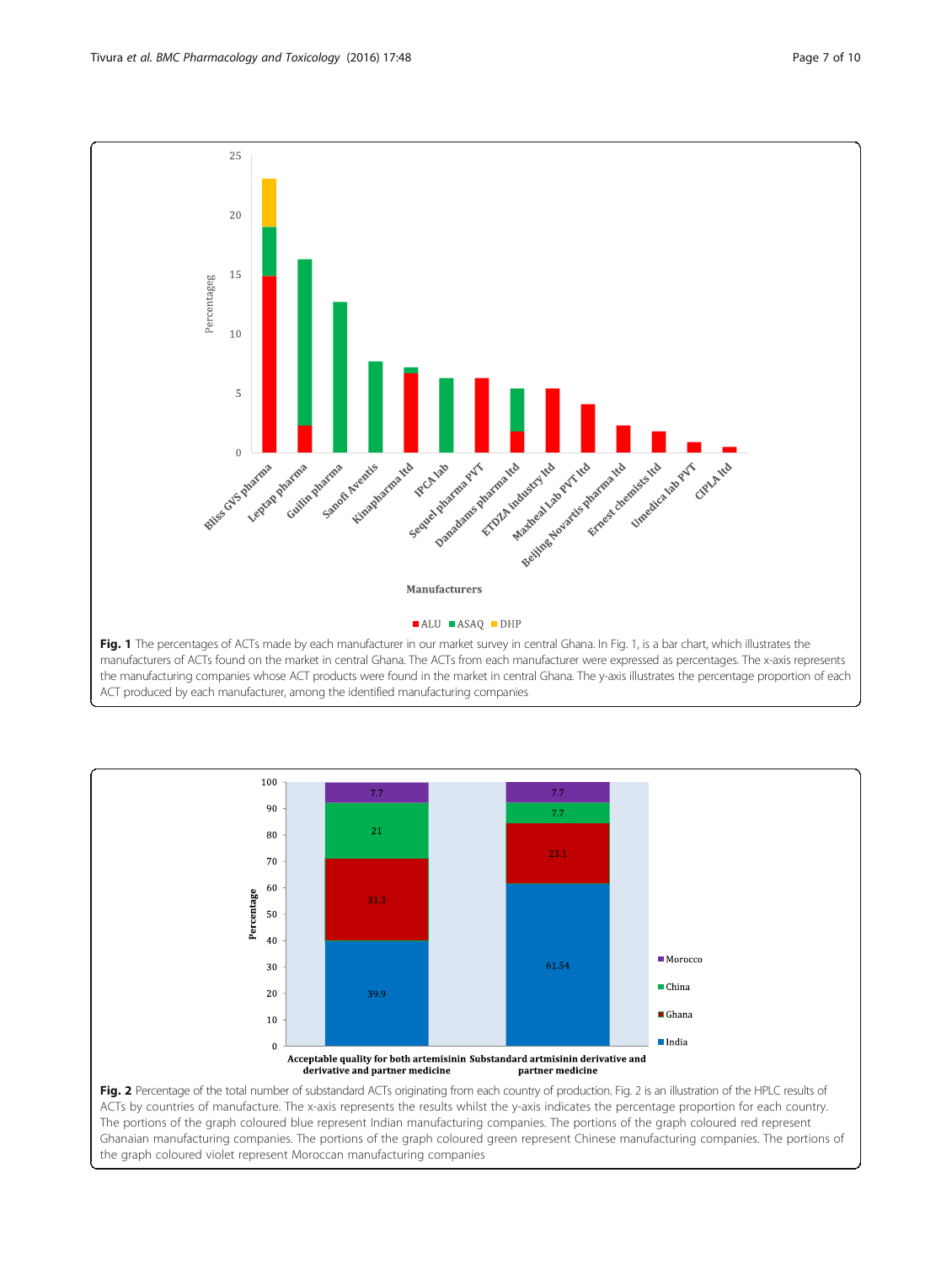**Fig. 1** The percentages of ACTs made by each manufacturer in our market survey in central Ghana. In Fig. 1, is a bar chart, which illustrates the manufacturers of ACTs found on the market in central Ghana. The ACTs from each manufacturer were expressed as percentages. The x-axis represents the manufacturing companies whose ACT products were found in the market in central Ghana. The y-axis illustrates the percentage proportion of each ACT produced by each manufacturer, among the identified manufacturing companies

**Fig. 2** Percentage of the total number of substandard ACTs originating from each country of production. Fig. 2 is an illustration of the HPLC results of ACTs by countries of manufacture. The x-axis represents the results whilst the y-axis indicates the percentage proportion for each country. The portions of the graph coloured blue represent Indian manufacturing companies. The portions of the graph coloured red represent Ghanaian manufacturing companies. The portions of the graph coloured green represent Chinese manufacturing companies. The portions of the graph coloured violet represent Moroccan manufacturing companies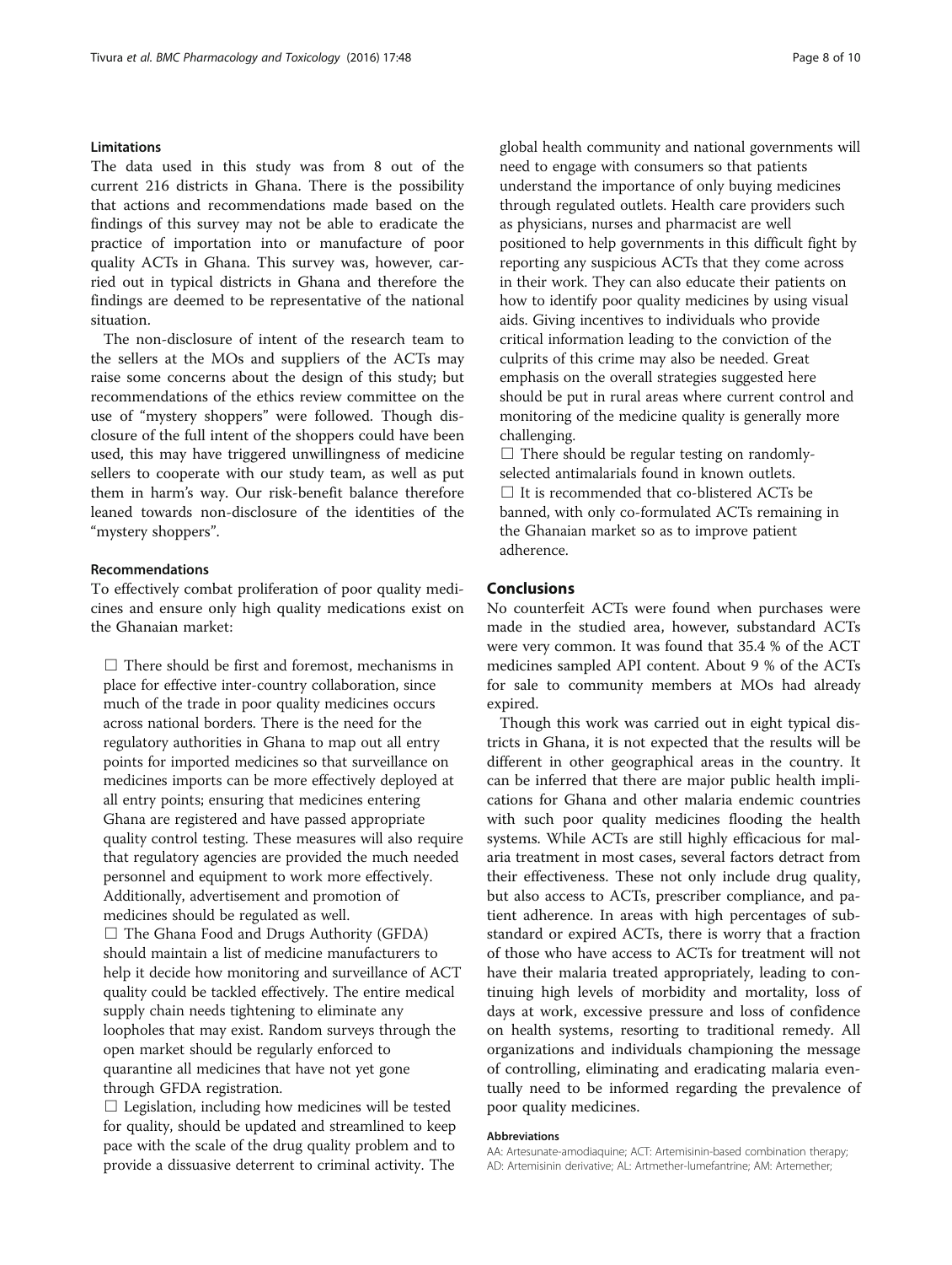### Limitations

The data used in this study was from 8 out of the current 216 districts in Ghana. There is the possibility that actions and recommendations made based on the findings of this survey may not be able to eradicate the practice of importation into or manufacture of poor quality ACTs in Ghana. This survey was, however, carried out in typical districts in Ghana and therefore the findings are deemed to be representative of the national situation.

The non-disclosure of intent of the research team to the sellers at the MOs and suppliers of the ACTs may raise some concerns about the design of this study; but recommendations of the ethics review committee on the use of "mystery shoppers" were followed. Though disclosure of the full intent of the shoppers could have been used, this may have triggered unwillingness of medicine sellers to cooperate with our study team, as well as put them in harm's way. Our risk-benefit balance therefore leaned towards non-disclosure of the identities of the "mystery shoppers".

### Recommendations

To effectively combat proliferation of poor quality medicines and ensure only high quality medications exist on the Ghanaian market:

- There should be first and foremost, mechanisms in place for effective inter-country collaboration, since much of the trade in poor quality medicines occurs across national borders. There is the need for the regulatory authorities in Ghana to map out all entry points for imported medicines so that surveillance on medicines imports can be more effectively deployed at all entry points; ensuring that medicines entering Ghana are registered and have passed appropriate quality control testing. These measures will also require that regulatory agencies are provided the much needed personnel and equipment to work more effectively. Additionally, advertisement and promotion of medicines should be regulated as well.
- The Ghana Food and Drugs Authority (GFDA) should maintain a list of medicine manufacturers to help it decide how monitoring and surveillance of ACT quality could be tackled effectively. The entire medical supply chain needs tightening to eliminate any loopholes that may exist. Random surveys through the open market should be regularly enforced to quarantine all medicines that have not yet gone through GFDA registration.
- Legislation, including how medicines will be tested for quality, should be updated and streamlined to keep pace with the scale of the drug quality problem and to provide a dissuasive deterrent to criminal activity. The global health community and national governments will need to engage with consumers so that patients understand the importance of only buying medicines through regulated outlets. Health care providers such as physicians, nurses and pharmacist are well positioned to help governments in this difficult fight by reporting any suspicious ACTs that they come across in their work. They can also educate their patients on how to identify poor quality medicines by using visual aids. Giving incentives to individuals who provide critical information leading to the conviction of the culprits of this crime may also be needed. Great emphasis on the overall strategies suggested here should be put in rural areas where current control and monitoring of the medicine quality is generally more challenging.
- There should be regular testing on randomly-selected antimalarials found in known outlets.
- It is recommended that co-blistered ACTs be banned, with only co-formulated ACTs remaining in the Ghanaian market so as to improve patient adherence.

## Conclusions

No counterfeit ACTs were found when purchases were made in the studied area, however, substandard ACTs were very common. It was found that 35.4 % of the ACT medicines sampled API content. About 9 % of the ACTs for sale to community members at MOs had already expired.

Though this work was carried out in eight typical districts in Ghana, it is not expected that the results will be different in other geographical areas in the country. It can be inferred that there are major public health implications for Ghana and other malaria endemic countries with such poor quality medicines flooding the health systems. While ACTs are still highly efficacious for malaria treatment in most cases, several factors detract from their effectiveness. These not only include drug quality, but also access to ACTs, prescriber compliance, and patient adherence. In areas with high percentages of substandard or expired ACTs, there is worry that a fraction of those who have access to ACTs for treatment will not have their malaria treated appropriately, leading to continuing high levels of morbidity and mortality, loss of days at work, excessive pressure and loss of confidence on health systems, resorting to traditional remedy. All organizations and individuals championing the message of controlling, eliminating and eradicating malaria eventually need to be informed regarding the prevalence of poor quality medicines.

#### Abbreviations

AA: Artesunate-amodiaquine; ACT: Artemisinin-based combination therapy; AD: Artemisinin derivative; AL: Artmether-lumefantrine; AM: Artemether;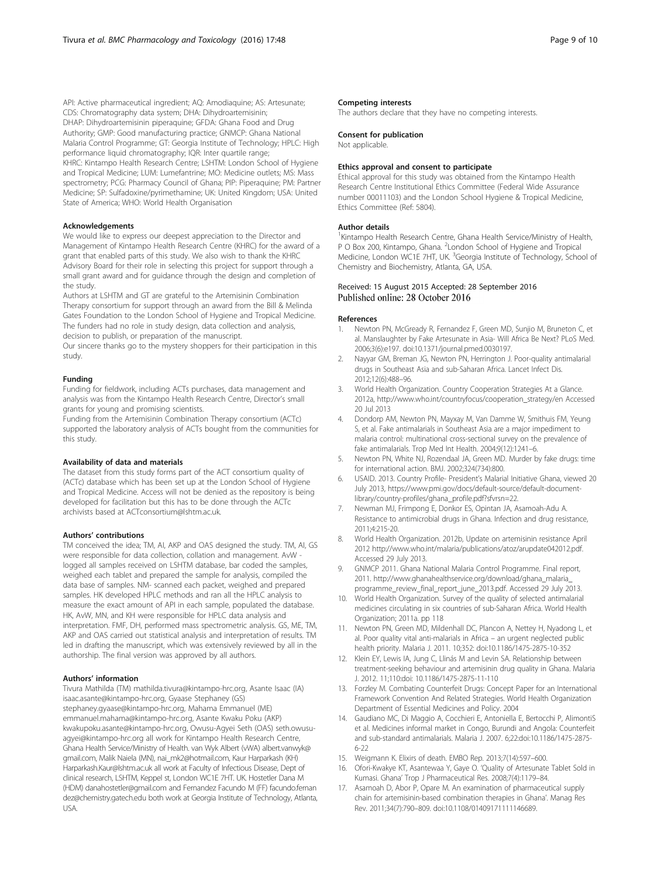API: Active pharmaceutical ingredient; AQ: Amodiaquine; AS: Artesunate; CDS: Chromatography data system; DHA: Dihydroartemisinin; DHAP: Dihydroartemisinin piperaquine; GFDA: Ghana Food and Drug Authority; GMP: Good manufacturing practice; GNMCP: Ghana National Malaria Control Programme; GT: Georgia Institute of Technology; HPLC: High performance liquid chromatography; IQR: Inter quartile range; KHRC: Kintampo Health Research Centre; LSHTM: London School of Hygiene and Tropical Medicine; LUM: Lumefantrine; MO: Medicine outlets; MS: Mass spectrometry; PCG: Pharmacy Council of Ghana; PIP: Piperaquine; PM: Partner Medicine; SP: Sulfadoxine/pyrimethamine; UK: United Kingdom; USA: United State of America; WHO: World Health Organisation

#### Acknowledgements

We would like to express our deepest appreciation to the Director and Management of Kintampo Health Research Centre (KHRC) for the award of a grant that enabled parts of this study. We also wish to thank the KHRC Advisory Board for their role in selecting this project for support through a small grant award and for guidance through the design and completion of the study.

Authors at LSHTM and GT are grateful to the Artemisinin Combination Therapy consortium for support through an award from the Bill & Melinda Gates Foundation to the London School of Hygiene and Tropical Medicine. The funders had no role in study design, data collection and analysis, decision to publish, or preparation of the manuscript.

Our sincere thanks go to the mystery shoppers for their participation in this study.

#### Funding

Funding for fieldwork, including ACTs purchases, data management and analysis was from the Kintampo Health Research Centre, Director's small grants for young and promising scientists.

Funding from the Artemisinin Combination Therapy consortium (ACTc) supported the laboratory analysis of ACTs bought from the communities for this study.

#### Availability of data and materials

The dataset from this study forms part of the ACT consortium quality of (ACTc) database which has been set up at the London School of Hygiene and Tropical Medicine. Access will not be denied as the repository is being developed for facilitation but this has to be done through the ACTc archivists based at ACTconsortium@lshtm.ac.uk.

#### Authors' contributions

TM conceived the idea; TM, AI, AKP and OAS designed the study. TM, AI, GS were responsible for data collection, collation and management. AvW - logged all samples received on LSHTM database, bar coded the samples, weighed each tablet and prepared the sample for analysis, compiled the data base of samples. NM- scanned each packet, weighed and prepared samples. HK developed HPLC methods and ran all the HPLC analysis to measure the exact amount of API in each sample, populated the database. HK, AvW, MN, and KH were responsible for HPLC data analysis and interpretation. FMF, DH, performed mass spectrometric analysis. GS, ME, TM, AKP and OAS carried out statistical analysis and interpretation of results. TM led in drafting the manuscript, which was extensively reviewed by all in the authorship. The final version was approved by all authors.

#### Authors' information

Tivura Mathilda (TM) mathilda.tivura@kintampo-hrc.org, Asante Isaac (IA) isaac.asante@kintampo-hrc.org, Gyaase Stephaney (GS) stephaney.gyaase@kintampo-hrc.org, Mahama Emmanuel (ME) emmanuel.mahama@kintampo-hrc.org, Asante Kwaku Poku (AKP) kwakupoku.asante@kintampo-hrc.org, Owusu-Agyei Seth (OAS) seth.owusu-agyei@kintampo-hrc.org all work for Kintampo Health Research Centre, Ghana Health Service/Ministry of Health. van Wyk Albert (vWA) albert.vanwyk@gmail.com, Malik Naiela (MN), nai_mk2@hotmail.com, Kaur Harparkash (KH) Harparkash.Kaur@lshtm.ac.uk all work at Faculty of Infectious Disease, Dept of clinical research, LSHTM, Keppel st, London WC1E 7HT. UK. Hostetler Dana M (HDM) danahostetler@gmail.com and Fernandez Facundo M (FF) facundo.fernandez@chemistry.gatech.edu both work at Georgia Institute of Technology, Atlanta, USA.

#### Competing interests

The authors declare that they have no competing interests.

#### Consent for publication

Not applicable.

#### Ethics approval and consent to participate

Ethical approval for this study was obtained from the Kintampo Health Research Centre Institutional Ethics Committee (Federal Wide Assurance number 00011103) and the London School Hygiene & Tropical Medicine, Ethics Committee (Ref: 5804).

#### Author details

[1]Kintampo Health Research Centre, Ghana Health Service/Ministry of Health, P O Box 200, Kintampo, Ghana. [2]London School of Hygiene and Tropical Medicine, London WC1E 7HT, UK. [3]Georgia Institute of Technology, School of Chemistry and Biochemistry, Atlanta, GA, USA.

Received: 15 August 2015 Accepted: 28 September 2016
Published online: 28 October 2016

#### References

1. Newton PN, McGready R, Fernandez F, Green MD, Sunjio M, Bruneton C, et al. Manslaughter by Fake Artesunate in Asia- Will Africa Be Next? PLoS Med. 2006;3(6):e197. doi:10.1371/journal.pmed.0030197.
2. Nayyar GM, Breman JG, Newton PN, Herrington J. Poor-quality antimalarial drugs in Southeast Asia and sub-Saharan Africa. Lancet Infect Dis. 2012;12(6):488–96.
3. World Health Organization. Country Cooperation Strategies At a Glance. 2012a, http://www.who.int/countryfocus/cooperation_strategy/en Accessed 20 Jul 2013
4. Dondorp AM, Newton PN, Mayxay M, Van Damme W, Smithuis FM, Yeung S, et al. Fake antimalarials in Southeast Asia are a major impediment to malaria control: multinational cross-sectional survey on the prevalence of fake antimalarials. Trop Med Int Health. 2004;9(12):1241–6.
5. Newton PN, White NJ, Rozendaal JA, Green MD. Murder by fake drugs: time for international action. BMJ. 2002;324(734):800.
6. USAID. 2013. Country Profile- President's Malarial Initiative Ghana, viewed 20 July 2013, https://www.pmi.gov/docs/default-source/default-document-library/country-profiles/ghana_profile.pdf?sfvrsn=22.
7. Newman MJ, Frimpong E, Donkor ES, Opintan JA, Asamoah-Adu A. Resistance to antimicrobial drugs in Ghana. Infection and drug resistance, 2011;4:215-20.
8. World Health Organization. 2012b, Update on artemisinin resistance April 2012 http://www.who.int/malaria/publications/atoz/arupdate042012.pdf. Accessed 29 July 2013.
9. GNMCP 2011. Ghana National Malaria Control Programme. Final report, 2011. http://www.ghanahealthservice.org/download/ghana_malaria_programme_review_final_report_june_2013.pdf. Accessed 29 July 2013.
10. World Health Organization. Survey of the quality of selected antimalarial medicines circulating in six countries of sub-Saharan Africa. World Health Organization; 2011a. pp 118
11. Newton PN, Green MD, Mildenhall DC, Plancon A, Nettey H, Nyadong L, et al. Poor quality vital anti-malarials in Africa – an urgent neglected public health priority. Malaria J. 2011. 10;352: doi:10.1186/1475-2875-10-352
12. Klein EY, Lewis IA, Jung C, Llinás M and Levin SA. Relationship between treatment-seeking behaviour and artemisinin drug quality in Ghana. Malaria J. 2012. 11;110:doi: 10.1186/1475-2875-11-110
13. Forzley M. Combating Counterfeit Drugs: Concept Paper for an International Framework Convention And Related Strategies. World Health Organization Department of Essential Medicines and Policy. 2004
14. Gaudiano MC, Di Maggio A, Cocchieri E, Antoniella E, Bertocchi P, AlimontiS et al. Medicines informal market in Congo, Burundi and Angola: Counterfeit and sub-standard antimalarials. Malaria J. 2007. 6;22:doi:10.1186/1475-2875-6-22
15. Weigmann K. Elixirs of death. EMBO Rep. 2013;7(14):597–600.
16. Ofori-Kwakye KT, Asantewaa Y, Gaye O. 'Quality of Artesunate Tablet Sold in Kumasi. Ghana' Trop J Pharmaceutical Res. 2008;7(4):1179–84.
17. Asamoah D, Abor P, Opare M. An examination of pharmaceutical supply chain for artemisinin-based combination therapies in Ghana'. Manag Res Rev. 2011;34(7):790–809. doi:10.1108/01409171111146689.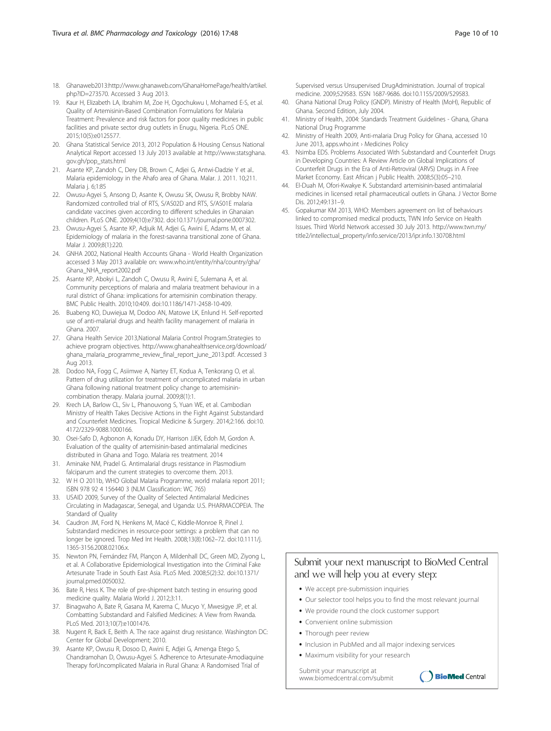18. Ghanaweb2013:http://www.ghanaweb.com/GhanaHomePage/health/artikel.php?ID=273570. Accessed 3 Aug 2013.
19. Kaur H, Elizabeth LA, Ibrahim M, Zoe H, Ogochukwu I, Mohamed E-S, et al. Quality of Artemisinin-Based Combination Formulations for Malaria Treatment: Prevalence and risk factors for poor quality medicines in public facilities and private sector drug outlets in Enugu, Nigeria. PLoS ONE. 2015;10(5):e0125577.
20. Ghana Statistical Service 2013, 2012 Population & Housing Census National Analytical Report accessed 13 July 2013 available at http://www.statsghana.gov.gh/pop_stats.html
21. Asante KP, Zandoh C, Dery DB, Brown C, Adjei G, Antwi-Dadzie Y et al.. Malaria epidemiology in the Ahafo area of Ghana. Malar. J. 2011. 10;211. Malaria j. 6;1:85
22. Owusu-Agyei S, Ansong D, Asante K, Owusu SK, Owusu R, Brobby NAW. Randomized controlled trial of RTS, S/AS02D and RTS, S/AS01E malaria candidate vaccines given according to different schedules in Ghanaian children. PLoS ONE. 2009;4(10):e7302. doi:10.1371/journal.pone.0007302.
23. Owusu-Agyei S, Asante KP, Adjuik M, Adjei G, Awini E, Adams M, et al. Epidemiology of malaria in the forest-savanna transitional zone of Ghana. Malar J. 2009;8(1):220.
24. GNHA 2002, National Health Accounts Ghana - World Health Organization accessed 3 May 2013 available on: www.who.int/entity/nha/country/gha/Ghana_NHA_report2002.pdf
25. Asante KP, Abokyi L, Zandoh C, Owusu R, Awini E, Sulemana A, et al. Community perceptions of malaria and malaria treatment behaviour in a rural district of Ghana: implications for artemisinin combination therapy. BMC Public Health. 2010;10:409. doi:10.1186/1471-2458-10-409.
26. Buabeng KO, Duwiejua M, Dodoo AN, Matowe LK, Enlund H. Self-reported use of anti-malarial drugs and health facility management of malaria in Ghana. 2007.
27. Ghana Health Service 2013,National Malaria Control Program.Strategies to achieve program objectives. http://www.ghanahealthservice.org/download/ghana_malaria_programme_review_final_report_june_2013.pdf. Accessed 3 Aug 2013.
28. Dodoo NA, Fogg C, Asiimwe A, Nartey ET, Kodua A, Tenkorang O, et al. Pattern of drug utilization for treatment of uncomplicated malaria in urban Ghana following national treatment policy change to artemisinin-combination therapy. Malaria journal. 2009;8(1):1.
29. Krech LA, Barlow CL, Siv L, Phanouvong S, Yuan WE, et al. Cambodian Ministry of Health Takes Decisive Actions in the Fight Against Substandard and Counterfeit Medicines. Tropical Medicine & Surgery. 2014;2:166. doi:10.4172/2329-9088.1000166.
30. Osei-Safo D, Agbonon A, Konadu DY, Harrison JJEK, Edoh M, Gordon A. Evaluation of the quality of artemisinin-based antimalarial medicines distributed in Ghana and Togo. Malaria res treatment. 2014
31. Aminake NM, Pradel G. Antimalarial drugs resistance in Plasmodium falciparum and the current strategies to overcome them. 2013.
32. W H O 2011b, WHO Global Malaria Programme, world malaria report 2011; ISBN 978 92 4 156440 3 (NLM Classification: WC 765)
33. USAID 2009, Survey of the Quality of Selected Antimalarial Medicines Circulating in Madagascar, Senegal, and Uganda: U.S. PHARMACOPEIA. The Standard of Quality
34. Caudron JM, Ford N, Henkens M, Macé C, Kiddle-Monroe R, Pinel J. Substandard medicines in resource-poor settings: a problem that can no longer be ignored. Trop Med Int Health. 2008;13(8):1062–72. doi:10.1111/j.1365-3156.2008.02106.x.
35. Newton PN, Fernández FM, Plançon A, Mildenhall DC, Green MD, Ziyong L, et al. A Collaborative Epidemiological Investigation into the Criminal Fake Artesunate Trade in South East Asia. PLoS Med. 2008;5(2):32. doi:10.1371/journal.pmed.0050032.
36. Bate R, Hess K. The role of pre-shipment batch testing in ensuring good medicine quality. Malaria World J. 2012;3:11.
37. Binagwaho A, Bate R, Gasana M, Karema C, Mucyo Y, Mwesigye JP, et al. Combatting Substandard and Falsified Medicines: A View from Rwanda. PLoS Med. 2013;10(7):e1001476.
38. Nugent R, Back E, Beith A. The race against drug resistance. Washington DC: Center for Global Development; 2010.
39. Asante KP, Owusu R, Dosoo D, Awini E, Adjei G, Amenga Etego S, Chandramohan D, Owusu-Agyei S. Adherence to Artesunate-Amodiaquine Therapy forUncomplicated Malaria in Rural Ghana: A Randomised Trial of Supervised versus Unsupervised DrugAdministration. Journal of tropical medicine. 2009;529583. ISSN 1687-9686. doi:10.1155/2009/529583.
40. Ghana National Drug Policy (GNDP). Ministry of Health (MoH), Republic of Ghana. Second Edition, July 2004.
41. Ministry of Health, 2004: Standards Treatment Guidelines - Ghana, Ghana National Drug Programme
42. Ministry of Health 2009, Anti-malaria Drug Policy for Ghana, accessed 10 June 2013, apps.who.int › Medicines Policy
43. Nsimba EDS. Problems Associated With Substandard and Counterfeit Drugs in Developing Countries: A Review Article on Global Implications of Counterfeit Drugs in the Era of Anti-Retroviral (ARVS) Drugs in A Free Market Economy. East African j Public Health. 2008;5(3):05–210.
44. El-Duah M, Ofori-Kwakye K. Substandard artemisinin-based antimalarial medicines in licensed retail pharmaceutical outlets in Ghana. J Vector Borne Dis. 2012;49:131–9.
45. Gopakumar KM 2013, WHO: Members agreement on list of behaviours linked to compromised medical products, TWN Info Service on Health Issues. Third World Network accessed 30 July 2013. http://www.twn.my/title2/intellectual_property/info.service/2013/ipr.info.130708.html

Submit your next manuscript to BioMed Central and we will help you at every step:

- We accept pre-submission inquiries
- Our selector tool helps you to find the most relevant journal
- We provide round the clock customer support
- Convenient online submission
- Thorough peer review
- Inclusion in PubMed and all major indexing services
- Maximum visibility for your research

Submit your manuscript at www.biomedcentral.com/submit

BioMed Central